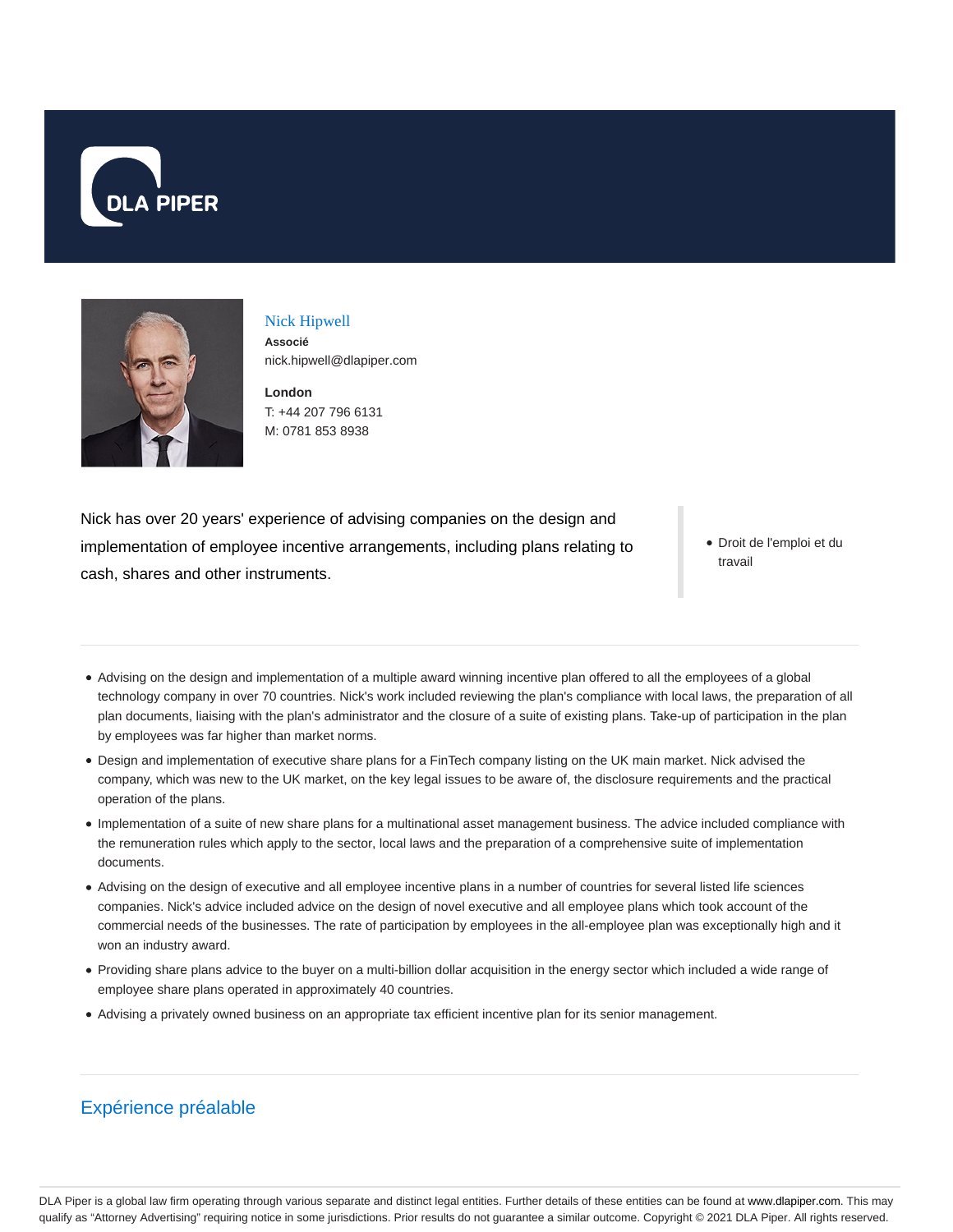# Nick Hipwell

**Associé**

nick.hipwell@dlapiper.com

**London**

T: +44 207 796 6131

M: 0781 853 8938

Nick has over 20 years' experience of advising companies on the design and implementation of employee incentive arrangements, including plans relating to cash, shares and other instruments.

- Droit de l'emploi et du travail

---

- Advising on the design and implementation of a multiple award winning incentive plan offered to all the employees of a global technology company in over 70 countries. Nick's work included reviewing the plan's compliance with local laws, the preparation of all plan documents, liaising with the plan's administrator and the closure of a suite of existing plans. Take-up of participation in the plan by employees was far higher than market norms.
- Design and implementation of executive share plans for a FinTech company listing on the UK main market. Nick advised the company, which was new to the UK market, on the key legal issues to be aware of, the disclosure requirements and the practical operation of the plans.
- Implementation of a suite of new share plans for a multinational asset management business. The advice included compliance with the remuneration rules which apply to the sector, local laws and the preparation of a comprehensive suite of implementation documents.
- Advising on the design of executive and all employee incentive plans in a number of countries for several listed life sciences companies. Nick's advice included advice on the design of novel executive and all employee plans which took account of the commercial needs of the businesses. The rate of participation by employees in the all-employee plan was exceptionally high and it won an industry award.
- Providing share plans advice to the buyer on a multi-billion dollar acquisition in the energy sector which included a wide range of employee share plans operated in approximately 40 countries.
- Advising a privately owned business on an appropriate tax efficient incentive plan for its senior management.

---

## Expérience préalable

DLA Piper is a global law firm operating through various separate and distinct legal entities. Further details of these entities can be found at www.dlapiper.com. This may qualify as "Attorney Advertising" requiring notice in some jurisdictions. Prior results do not guarantee a similar outcome. Copyright © 2021 DLA Piper. All rights reserved.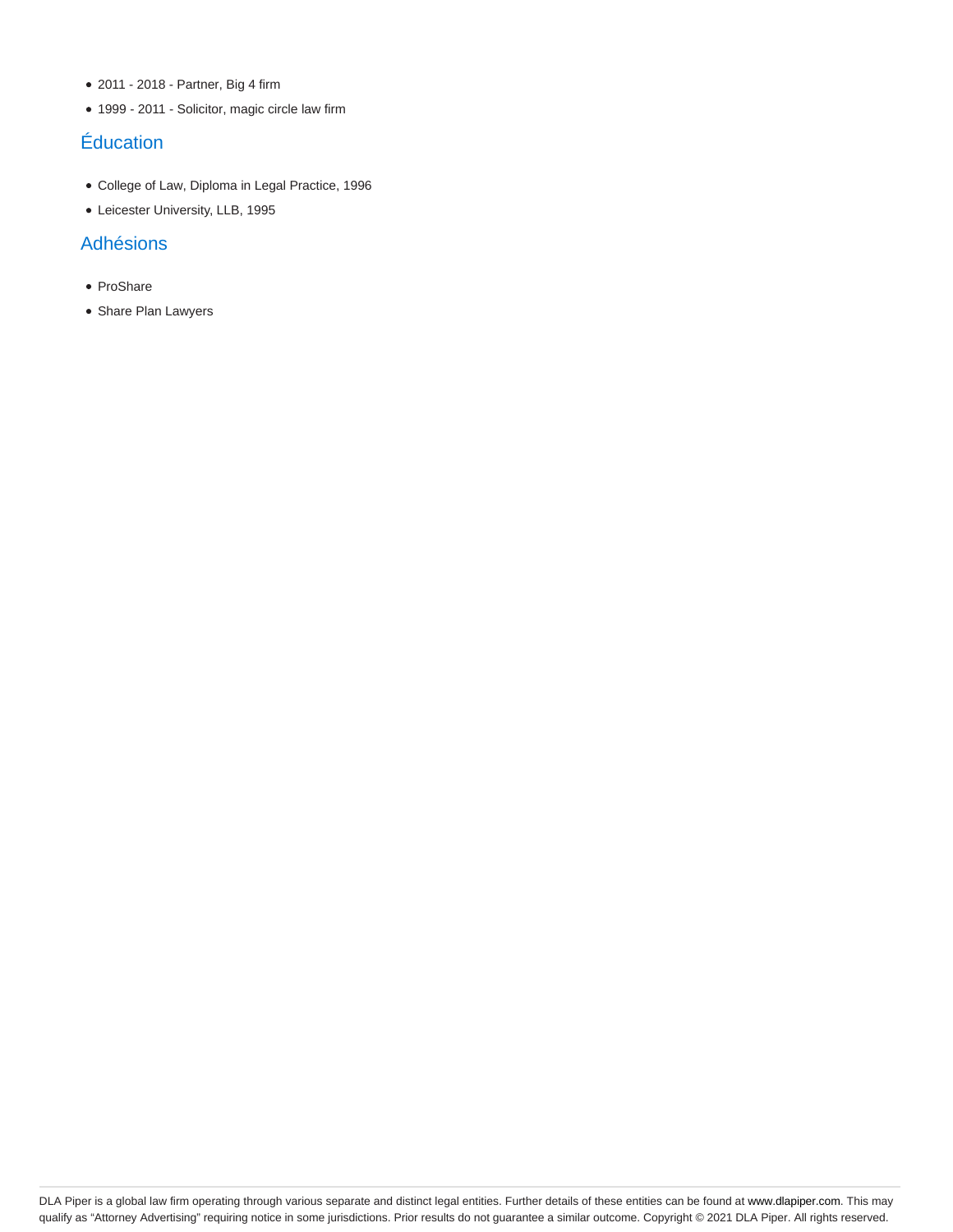- 2011 - 2018 - Partner, Big 4 firm
- 1999 - 2011 - Solicitor, magic circle law firm

## Éducation

- College of Law, Diploma in Legal Practice, 1996
- Leicester University, LLB, 1995

## Adhésions

- ProShare
- Share Plan Lawyers

DLA Piper is a global law firm operating through various separate and distinct legal entities. Further details of these entities can be found at www.dlapiper.com. This may qualify as "Attorney Advertising" requiring notice in some jurisdictions. Prior results do not guarantee a similar outcome. Copyright © 2021 DLA Piper. All rights reserved.